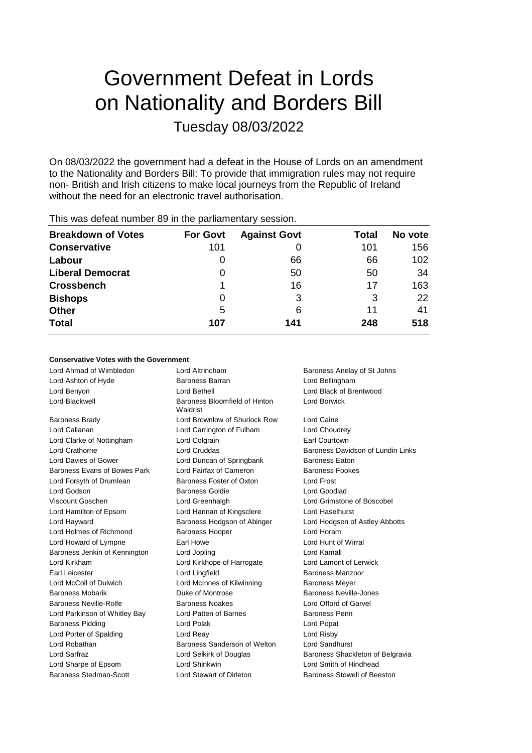# Government Defeat in Lords on Nationality and Borders Bill

Tuesday 08/03/2022

On 08/03/2022 the government had a defeat in the House of Lords on an amendment to the Nationality and Borders Bill: To provide that immigration rules may not require non- British and Irish citizens to make local journeys from the Republic of Ireland without the need for an electronic travel authorisation.

This was defeat number 89 in the parliamentary session.

| Breakdown of Votes | For Govt | Against Govt | Total | No vote |
|---|---|---|---|---|
| **Conservative** | 101 | 0 | 101 | 156 |
| **Labour** | 0 | 66 | 66 | 102 |
| **Liberal Democrat** | 0 | 50 | 50 | 34 |
| **Crossbench** | 1 | 16 | 17 | 163 |
| **Bishops** | 0 | 3 | 3 | 22 |
| **Other** | 5 | 6 | 11 | 41 |
| **Total** | **107** | **141** | **248** | **518** |

**Conservative Votes with the Government**

| | | |
|---|---|---|
| Lord Ahmad of Wimbledon | Lord Altrincham | Baroness Anelay of St Johns |
| Lord Ashton of Hyde | Baroness Barran | Lord Bellingham |
| Lord Benyon | Lord Bethell | Lord Black of Brentwood |
| Lord Blackwell | Baroness Bloomfield of Hinton Waldrist | Lord Borwick |
| Baroness Brady | Lord Brownlow of Shurlock Row | Lord Caine |
| Lord Callanan | Lord Carrington of Fulham | Lord Choudrey |
| Lord Clarke of Nottingham | Lord Colgrain | Earl Courtown |
| Lord Crathorne | Lord Cruddas | Baroness Davidson of Lundin Links |
| Lord Davies of Gower | Lord Duncan of Springbank | Baroness Eaton |
| Baroness Evans of Bowes Park | Lord Fairfax of Cameron | Baroness Fookes |
| Lord Forsyth of Drumlean | Baroness Foster of Oxton | Lord Frost |
| Lord Godson | Baroness Goldie | Lord Goodlad |
| Viscount Goschen | Lord Greenhalgh | Lord Grimstone of Boscobel |
| Lord Hamilton of Epsom | Lord Hannan of Kingsclere | Lord Haselhurst |
| Lord Hayward | Baroness Hodgson of Abinger | Lord Hodgson of Astley Abbotts |
| Lord Holmes of Richmond | Baroness Hooper | Lord Horam |
| Lord Howard of Lympne | Earl Howe | Lord Hunt of Wirral |
| Baroness Jenkin of Kennington | Lord Jopling | Lord Kamall |
| Lord Kirkham | Lord Kirkhope of Harrogate | Lord Lamont of Lerwick |
| Earl Leicester | Lord Lingfield | Baroness Manzoor |
| Lord McColl of Dulwich | Lord McInnes of Kilwinning | Baroness Meyer |
| Baroness Mobarik | Duke of Montrose | Baroness Neville-Jones |
| Baroness Neville-Rolfe | Baroness Noakes | Lord Offord of Garvel |
| Lord Parkinson of Whitley Bay | Lord Patten of Barnes | Baroness Penn |
| Baroness Pidding | Lord Polak | Lord Popat |
| Lord Porter of Spalding | Lord Reay | Lord Risby |
| Lord Robathan | Baroness Sanderson of Welton | Lord Sandhurst |
| Lord Sarfraz | Lord Selkirk of Douglas | Baroness Shackleton of Belgravia |
| Lord Sharpe of Epsom | Lord Shinkwin | Lord Smith of Hindhead |
| Baroness Stedman-Scott | Lord Stewart of Dirleton | Baroness Stowell of Beeston |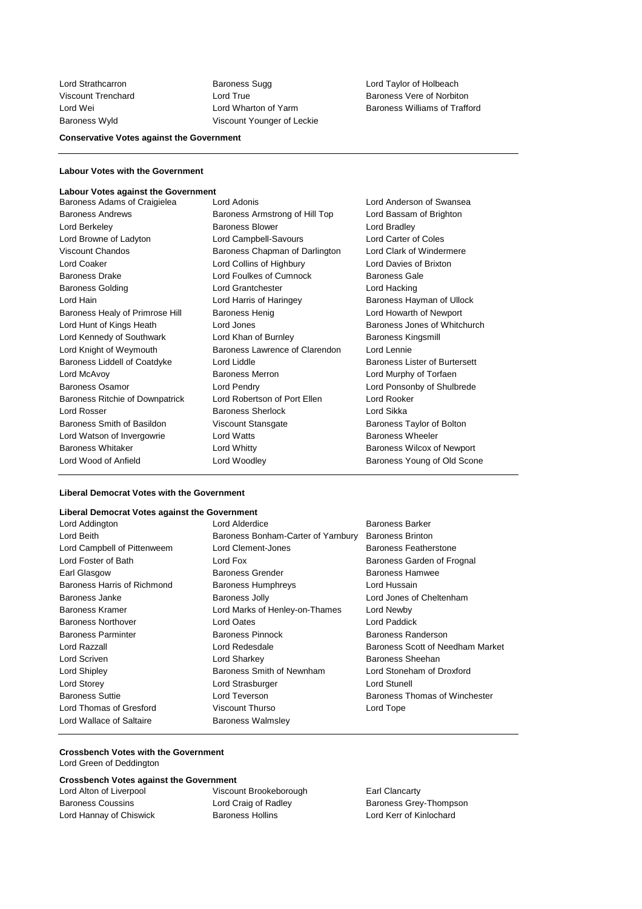Lord Strathcarron
Baroness Sugg
Lord Taylor of Holbeach
Viscount Trenchard
Lord True
Baroness Vere of Norbiton
Lord Wei
Lord Wharton of Yarm
Baroness Williams of Trafford
Baroness Wyld
Viscount Younger of Leckie

**Conservative Votes against the Government**

**Labour Votes with the Government**

**Labour Votes against the Government**

Baroness Adams of Craigielea
Lord Adonis
Lord Anderson of Swansea
Baroness Andrews
Baroness Armstrong of Hill Top
Lord Bassam of Brighton
Lord Berkeley
Baroness Blower
Lord Bradley
Lord Browne of Ladyton
Lord Campbell-Savours
Lord Carter of Coles
Viscount Chandos
Baroness Chapman of Darlington
Lord Clark of Windermere
Lord Coaker
Lord Collins of Highbury
Lord Davies of Brixton
Baroness Drake
Lord Foulkes of Cumnock
Baroness Gale
Baroness Golding
Lord Grantchester
Lord Hacking
Lord Hain
Lord Harris of Haringey
Baroness Hayman of Ullock
Baroness Healy of Primrose Hill
Baroness Henig
Lord Howarth of Newport
Lord Hunt of Kings Heath
Lord Jones
Baroness Jones of Whitchurch
Lord Kennedy of Southwark
Lord Khan of Burnley
Baroness Kingsmill
Lord Knight of Weymouth
Baroness Lawrence of Clarendon
Lord Lennie
Baroness Liddell of Coatdyke
Lord Liddle
Baroness Lister of Burtersett
Lord McAvoy
Baroness Merron
Lord Murphy of Torfaen
Baroness Osamor
Lord Pendry
Lord Ponsonby of Shulbrede
Baroness Ritchie of Downpatrick
Lord Robertson of Port Ellen
Lord Rooker
Lord Rosser
Baroness Sherlock
Lord Sikka
Baroness Smith of Basildon
Viscount Stansgate
Baroness Taylor of Bolton
Lord Watson of Invergowrie
Lord Watts
Baroness Wheeler
Baroness Whitaker
Lord Whitty
Baroness Wilcox of Newport
Lord Wood of Anfield
Lord Woodley
Baroness Young of Old Scone

**Liberal Democrat Votes with the Government**

**Liberal Democrat Votes against the Government**

Lord Addington
Lord Alderdice
Baroness Barker
Lord Beith
Baroness Bonham-Carter of Yarnbury
Baroness Brinton
Lord Campbell of Pittenweem
Lord Clement-Jones
Baroness Featherstone
Lord Foster of Bath
Lord Fox
Baroness Garden of Frognal
Earl Glasgow
Baroness Grender
Baroness Hamwee
Baroness Harris of Richmond
Baroness Humphreys
Lord Hussain
Baroness Janke
Baroness Jolly
Lord Jones of Cheltenham
Baroness Kramer
Lord Marks of Henley-on-Thames
Lord Newby
Baroness Northover
Lord Oates
Lord Paddick
Baroness Parminter
Baroness Pinnock
Baroness Randerson
Lord Razzall
Lord Redesdale
Baroness Scott of Needham Market
Lord Scriven
Lord Sharkey
Baroness Sheehan
Lord Shipley
Baroness Smith of Newnham
Lord Stoneham of Droxford
Lord Storey
Lord Strasburger
Lord Stunell
Baroness Suttie
Lord Teverson
Baroness Thomas of Winchester
Lord Thomas of Gresford
Viscount Thurso
Lord Tope
Lord Wallace of Saltaire
Baroness Walmsley

**Crossbench Votes with the Government**

Lord Green of Deddington

**Crossbench Votes against the Government**

Lord Alton of Liverpool
Viscount Brookeborough
Earl Clancarty
Baroness Coussins
Lord Craig of Radley
Baroness Grey-Thompson
Lord Hannay of Chiswick
Baroness Hollins
Lord Kerr of Kinlochard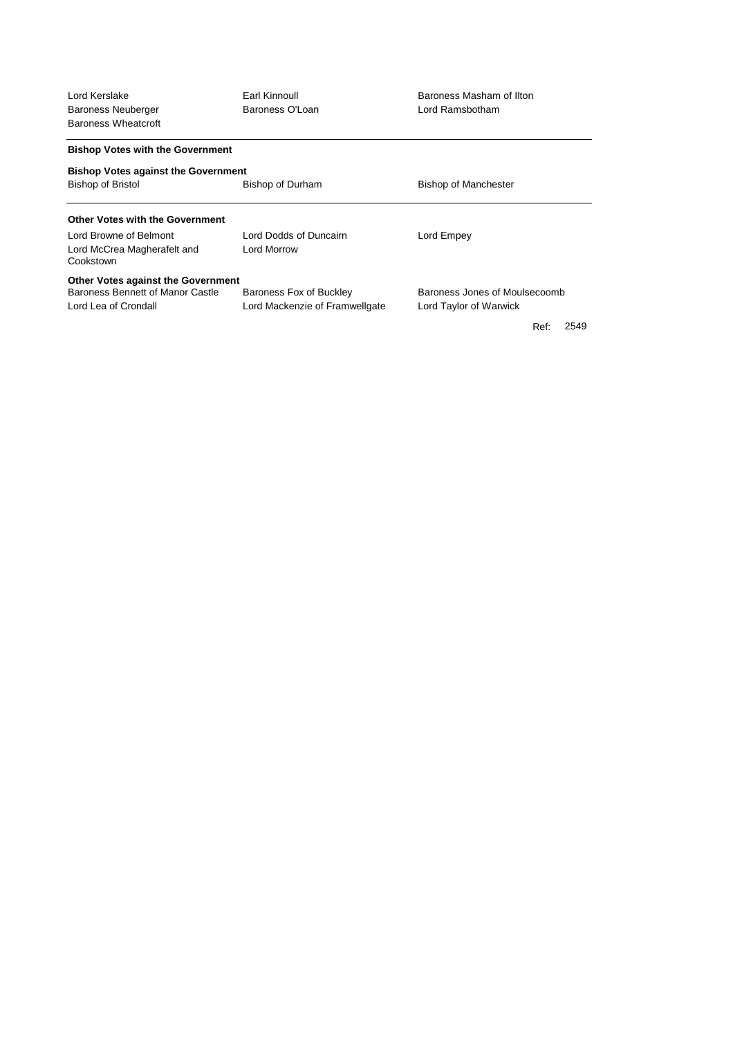Lord Kerslake
Earl Kinnoull
Baroness Masham of Ilton
Baroness Neuberger
Baroness O'Loan
Lord Ramsbotham
Baroness Wheatcroft

---

**Bishop Votes with the Government**

**Bishop Votes against the Government**

Bishop of Bristol
Bishop of Durham
Bishop of Manchester

---

**Other Votes with the Government**

Lord Browne of Belmont
Lord Dodds of Duncairn
Lord Empey
Lord McCrea Magherafelt and Cookstown
Lord Morrow

**Other Votes against the Government**

Baroness Bennett of Manor Castle
Baroness Fox of Buckley
Baroness Jones of Moulsecoomb
Lord Lea of Crondall
Lord Mackenzie of Framwellgate
Lord Taylor of Warwick

Ref: 2549